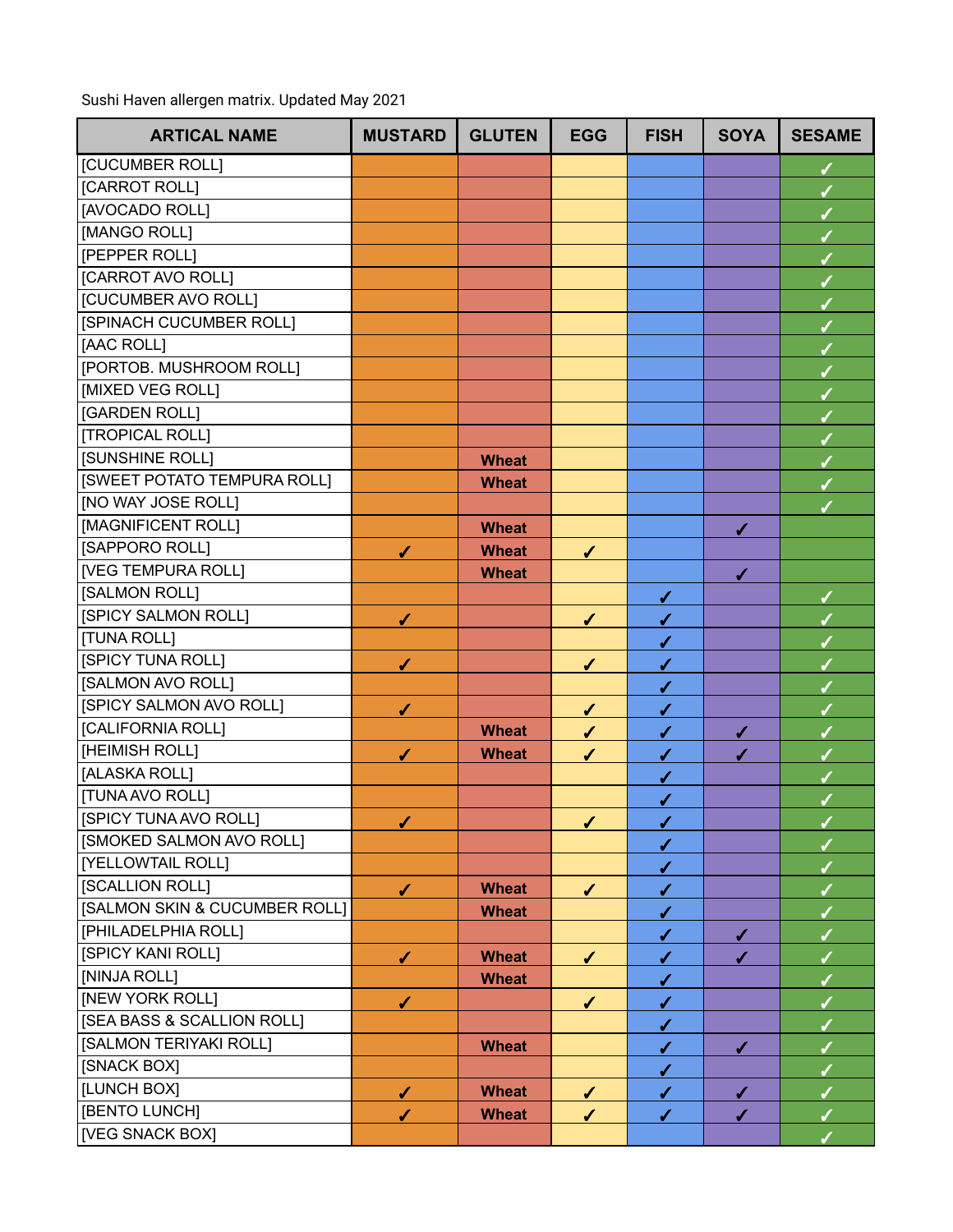Sushi Haven allergen matrix. Updated May 2021

| ARTICAL NAME | MUSTARD | GLUTEN | EGG | FISH | SOYA | SESAME |
|---|---|---|---|---|---|---|
| [CUCUMBER ROLL] | | | | | | ✓ |
| [CARROT ROLL] | | | | | | ✓ |
| [AVOCADO ROLL] | | | | | | ✓ |
| [MANGO ROLL] | | | | | | ✓ |
| [PEPPER ROLL] | | | | | | ✓ |
| [CARROT AVO ROLL] | | | | | | ✓ |
| [CUCUMBER AVO ROLL] | | | | | | ✓ |
| [SPINACH CUCUMBER ROLL] | | | | | | ✓ |
| [AAC ROLL] | | | | | | ✓ |
| [PORTOB. MUSHROOM ROLL] | | | | | | ✓ |
| [MIXED VEG ROLL] | | | | | | ✓ |
| [GARDEN ROLL] | | | | | | ✓ |
| [TROPICAL ROLL] | | | | | | ✓ |
| [SUNSHINE ROLL] | | Wheat | | | | ✓ |
| [SWEET POTATO TEMPURA ROLL] | | Wheat | | | | ✓ |
| [NO WAY JOSE ROLL] | | | | | | ✓ |
| [MAGNIFICENT ROLL] | | Wheat | | | ✓ | |
| [SAPPORO ROLL] | ✓ | Wheat | ✓ | | | |
| [VEG TEMPURA ROLL] | | Wheat | | | ✓ | |
| [SALMON ROLL] | | | | ✓ | | ✓ |
| [SPICY SALMON ROLL] | ✓ | | ✓ | ✓ | | ✓ |
| [TUNA ROLL] | | | | ✓ | | ✓ |
| [SPICY TUNA ROLL] | ✓ | | ✓ | ✓ | | ✓ |
| [SALMON AVO ROLL] | | | | ✓ | | ✓ |
| [SPICY SALMON AVO ROLL] | ✓ | | ✓ | ✓ | | ✓ |
| [CALIFORNIA ROLL] | | Wheat | ✓ | ✓ | ✓ | ✓ |
| [HEIMISH ROLL] | ✓ | Wheat | ✓ | ✓ | ✓ | ✓ |
| [ALASKA ROLL] | | | | ✓ | | ✓ |
| [TUNA AVO ROLL] | | | | ✓ | | ✓ |
| [SPICY TUNA AVO ROLL] | ✓ | | ✓ | ✓ | | ✓ |
| [SMOKED SALMON AVO ROLL] | | | | ✓ | | ✓ |
| [YELLOWTAIL ROLL] | | | | ✓ | | ✓ |
| [SCALLION ROLL] | ✓ | Wheat | ✓ | ✓ | | ✓ |
| [SALMON SKIN & CUCUMBER ROLL] | | Wheat | | ✓ | | ✓ |
| [PHILADELPHIA ROLL] | | | | ✓ | ✓ | ✓ |
| [SPICY KANI ROLL] | ✓ | Wheat | ✓ | ✓ | ✓ | ✓ |
| [NINJA ROLL] | | Wheat | | ✓ | | ✓ |
| [NEW YORK ROLL] | ✓ | | ✓ | ✓ | | ✓ |
| [SEA BASS & SCALLION ROLL] | | | | ✓ | | ✓ |
| [SALMON TERIYAKI ROLL] | | Wheat | | ✓ | ✓ | ✓ |
| [SNACK BOX] | | | | ✓ | | ✓ |
| [LUNCH BOX] | ✓ | Wheat | ✓ | ✓ | ✓ | ✓ |
| [BENTO LUNCH] | ✓ | Wheat | ✓ | ✓ | ✓ | ✓ |
| [VEG SNACK BOX] | | | | | | ✓ |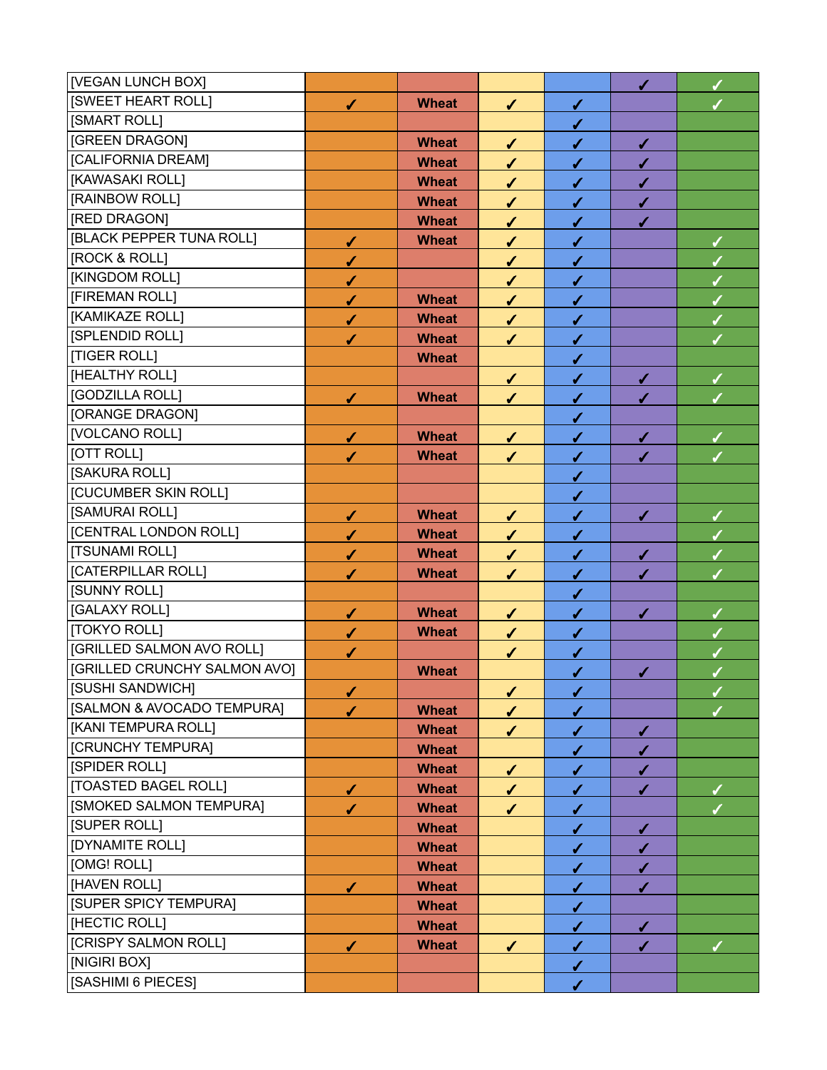| | | | | | | |
|---|---|---|---|---|---|---|
| [VEGAN LUNCH BOX] | | | | | ✓ | ✓ |
| [SWEET HEART ROLL] | ✓ | Wheat | ✓ | ✓ | | ✓ |
| [SMART ROLL] | | | | ✓ | | |
| [GREEN DRAGON] | | Wheat | ✓ | ✓ | ✓ | |
| [CALIFORNIA DREAM] | | Wheat | ✓ | ✓ | ✓ | |
| [KAWASAKI ROLL] | | Wheat | ✓ | ✓ | ✓ | |
| [RAINBOW ROLL] | | Wheat | ✓ | ✓ | ✓ | |
| [RED DRAGON] | | Wheat | ✓ | ✓ | ✓ | |
| [BLACK PEPPER TUNA ROLL] | ✓ | Wheat | ✓ | ✓ | | ✓ |
| [ROCK & ROLL] | ✓ | | ✓ | ✓ | | ✓ |
| [KINGDOM ROLL] | ✓ | | ✓ | ✓ | | ✓ |
| [FIREMAN ROLL] | ✓ | Wheat | ✓ | ✓ | | ✓ |
| [KAMIKAZE ROLL] | ✓ | Wheat | ✓ | ✓ | | ✓ |
| [SPLENDID ROLL] | ✓ | Wheat | ✓ | ✓ | | ✓ |
| [TIGER ROLL] | | Wheat | | ✓ | | |
| [HEALTHY ROLL] | | | ✓ | ✓ | ✓ | ✓ |
| [GODZILLA ROLL] | ✓ | Wheat | ✓ | ✓ | ✓ | ✓ |
| [ORANGE DRAGON] | | | | ✓ | | |
| [VOLCANO ROLL] | ✓ | Wheat | ✓ | ✓ | ✓ | ✓ |
| [OTT ROLL] | ✓ | Wheat | ✓ | ✓ | ✓ | ✓ |
| [SAKURA ROLL] | | | | ✓ | | |
| [CUCUMBER SKIN ROLL] | | | | ✓ | | |
| [SAMURAI ROLL] | ✓ | Wheat | ✓ | ✓ | ✓ | ✓ |
| [CENTRAL LONDON ROLL] | ✓ | Wheat | ✓ | ✓ | | ✓ |
| [TSUNAMI ROLL] | ✓ | Wheat | ✓ | ✓ | ✓ | ✓ |
| [CATERPILLAR ROLL] | ✓ | Wheat | ✓ | ✓ | ✓ | ✓ |
| [SUNNY ROLL] | | | | ✓ | | |
| [GALAXY ROLL] | ✓ | Wheat | ✓ | ✓ | ✓ | ✓ |
| [TOKYO ROLL] | ✓ | Wheat | ✓ | ✓ | | ✓ |
| [GRILLED SALMON AVO ROLL] | ✓ | | ✓ | ✓ | | ✓ |
| [GRILLED CRUNCHY SALMON AVO] | | Wheat | | ✓ | ✓ | ✓ |
| [SUSHI SANDWICH] | ✓ | | ✓ | ✓ | | ✓ |
| [SALMON & AVOCADO TEMPURA] | ✓ | Wheat | ✓ | ✓ | | ✓ |
| [KANI TEMPURA ROLL] | | Wheat | ✓ | ✓ | ✓ | |
| [CRUNCHY TEMPURA] | | Wheat | | ✓ | ✓ | |
| [SPIDER ROLL] | | Wheat | ✓ | ✓ | ✓ | |
| [TOASTED BAGEL ROLL] | ✓ | Wheat | ✓ | ✓ | ✓ | ✓ |
| [SMOKED SALMON TEMPURA] | ✓ | Wheat | ✓ | ✓ | | ✓ |
| [SUPER ROLL] | | Wheat | | ✓ | ✓ | |
| [DYNAMITE ROLL] | | Wheat | | ✓ | ✓ | |
| [OMG! ROLL] | | Wheat | | ✓ | ✓ | |
| [HAVEN ROLL] | ✓ | Wheat | | ✓ | ✓ | |
| [SUPER SPICY TEMPURA] | | Wheat | | ✓ | | |
| [HECTIC ROLL] | | Wheat | | ✓ | ✓ | |
| [CRISPY SALMON ROLL] | ✓ | Wheat | ✓ | ✓ | ✓ | ✓ |
| [NIGIRI BOX] | | | | ✓ | | |
| [SASHIMI 6 PIECES] | | | | ✓ | | |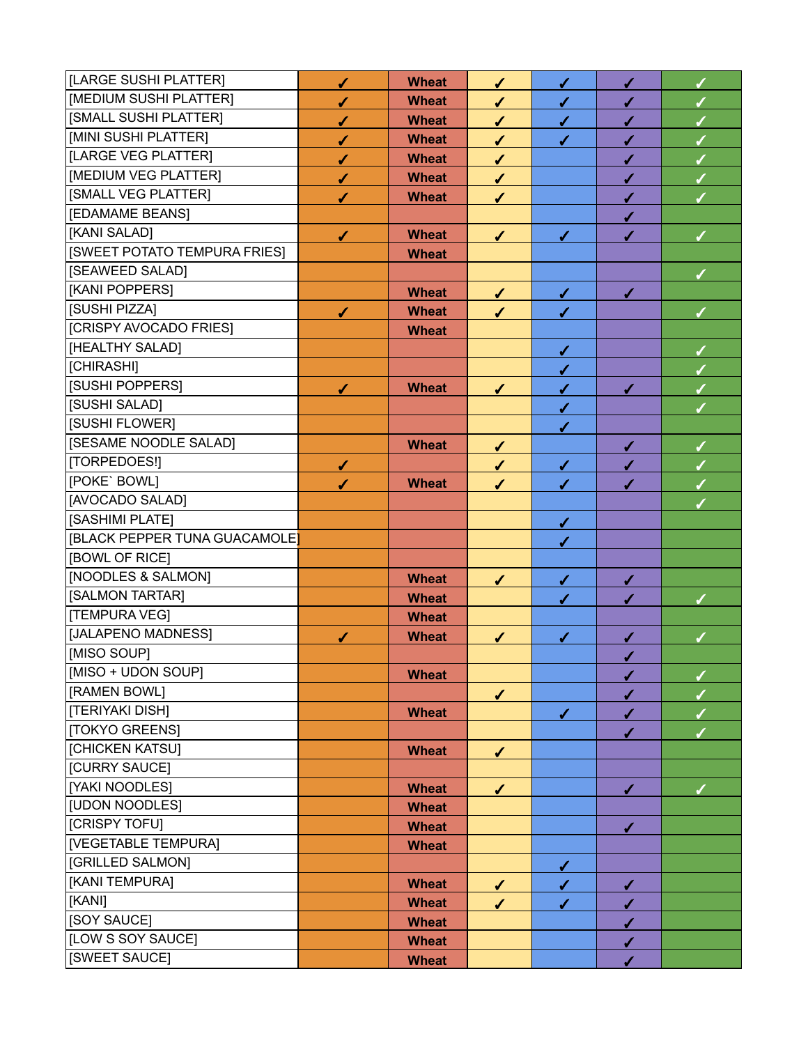| | | | | | | |
|---|---|---|---|---|---|---|
| [LARGE SUSHI PLATTER] | ✓ | Wheat | ✓ | ✓ | ✓ | ✓ |
| [MEDIUM SUSHI PLATTER] | ✓ | Wheat | ✓ | ✓ | ✓ | ✓ |
| [SMALL SUSHI PLATTER] | ✓ | Wheat | ✓ | ✓ | ✓ | ✓ |
| [MINI SUSHI PLATTER] | ✓ | Wheat | ✓ | ✓ | ✓ | ✓ |
| [LARGE VEG PLATTER] | ✓ | Wheat | ✓ | | ✓ | ✓ |
| [MEDIUM VEG PLATTER] | ✓ | Wheat | ✓ | | ✓ | ✓ |
| [SMALL VEG PLATTER] | ✓ | Wheat | ✓ | | ✓ | ✓ |
| [EDAMAME BEANS] | | | | | ✓ | |
| [KANI SALAD] | ✓ | Wheat | ✓ | ✓ | ✓ | ✓ |
| [SWEET POTATO TEMPURA FRIES] | | Wheat | | | | |
| [SEAWEED SALAD] | | | | | | ✓ |
| [KANI POPPERS] | | Wheat | ✓ | ✓ | ✓ | |
| [SUSHI PIZZA] | ✓ | Wheat | ✓ | ✓ | | ✓ |
| [CRISPY AVOCADO FRIES] | | Wheat | | | | |
| [HEALTHY SALAD] | | | | ✓ | | ✓ |
| [CHIRASHI] | | | | ✓ | | ✓ |
| [SUSHI POPPERS] | ✓ | Wheat | ✓ | ✓ | ✓ | ✓ |
| [SUSHI SALAD] | | | | ✓ | | ✓ |
| [SUSHI FLOWER] | | | | ✓ | | |
| [SESAME NOODLE SALAD] | | Wheat | ✓ | | ✓ | ✓ |
| [TORPEDOES!] | ✓ | | ✓ | ✓ | ✓ | ✓ |
| [POKE` BOWL] | ✓ | Wheat | ✓ | ✓ | ✓ | ✓ |
| [AVOCADO SALAD] | | | | | | ✓ |
| [SASHIMI PLATE] | | | | ✓ | | |
| [BLACK PEPPER TUNA GUACAMOLE] | | | | ✓ | | |
| [BOWL OF RICE] | | | | | | |
| [NOODLES & SALMON] | | Wheat | ✓ | ✓ | ✓ | |
| [SALMON TARTAR] | | Wheat | | ✓ | ✓ | ✓ |
| [TEMPURA VEG] | | Wheat | | | | |
| [JALAPENO MADNESS] | ✓ | Wheat | ✓ | ✓ | ✓ | ✓ |
| [MISO SOUP] | | | | | ✓ | |
| [MISO + UDON SOUP] | | Wheat | | | ✓ | ✓ |
| [RAMEN BOWL] | | | ✓ | | ✓ | ✓ |
| [TERIYAKI DISH] | | Wheat | | ✓ | ✓ | ✓ |
| [TOKYO GREENS] | | | | | ✓ | ✓ |
| [CHICKEN KATSU] | | Wheat | ✓ | | | |
| [CURRY SAUCE] | | | | | | |
| [YAKI NOODLES] | | Wheat | ✓ | | ✓ | ✓ |
| [UDON NOODLES] | | Wheat | | | | |
| [CRISPY TOFU] | | Wheat | | | ✓ | |
| [VEGETABLE TEMPURA] | | Wheat | | | | |
| [GRILLED SALMON] | | | | ✓ | | |
| [KANI TEMPURA] | | Wheat | ✓ | ✓ | ✓ | |
| [KANI] | | Wheat | ✓ | ✓ | ✓ | |
| [SOY SAUCE] | | Wheat | | | ✓ | |
| [LOW S SOY SAUCE] | | Wheat | | | ✓ | |
| [SWEET SAUCE] | | Wheat | | | ✓ | |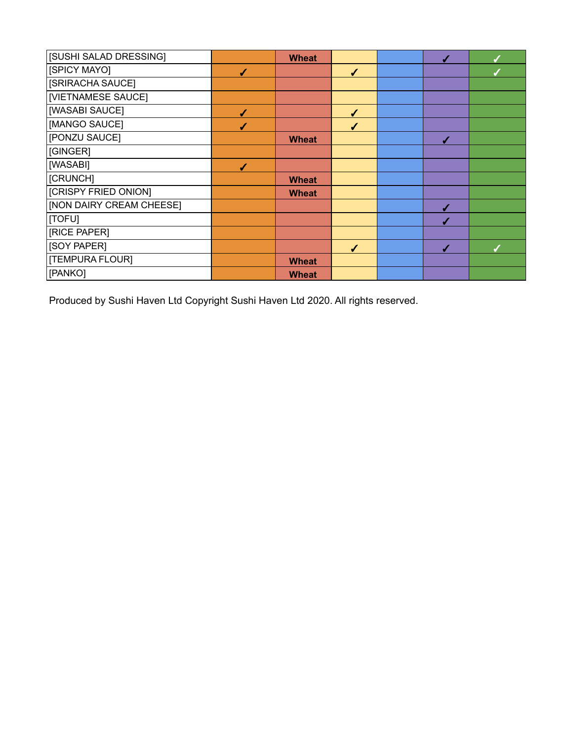| | | | | | | |
|---|---|---|---|---|---|---|
| [SUSHI SALAD DRESSING] | | Wheat | | | ✓ | ✓ |
| [SPICY MAYO] | ✓ | | ✓ | | | ✓ |
| [SRIRACHA SAUCE] | | | | | | |
| [VIETNAMESE SAUCE] | | | | | | |
| [WASABI SAUCE] | ✓ | | ✓ | | | |
| [MANGO SAUCE] | ✓ | | ✓ | | | |
| [PONZU SAUCE] | | Wheat | | | ✓ | |
| [GINGER] | | | | | | |
| [WASABI] | ✓ | | | | | |
| [CRUNCH] | | Wheat | | | | |
| [CRISPY FRIED ONION] | | Wheat | | | | |
| [NON DAIRY CREAM CHEESE] | | | | | ✓ | |
| [TOFU] | | | | | ✓ | |
| [RICE PAPER] | | | | | | |
| [SOY PAPER] | | | ✓ | | ✓ | ✓ |
| [TEMPURA FLOUR] | | Wheat | | | | |
| [PANKO] | | Wheat | | | | |

Produced by Sushi Haven Ltd Copyright Sushi Haven Ltd 2020. All rights reserved.